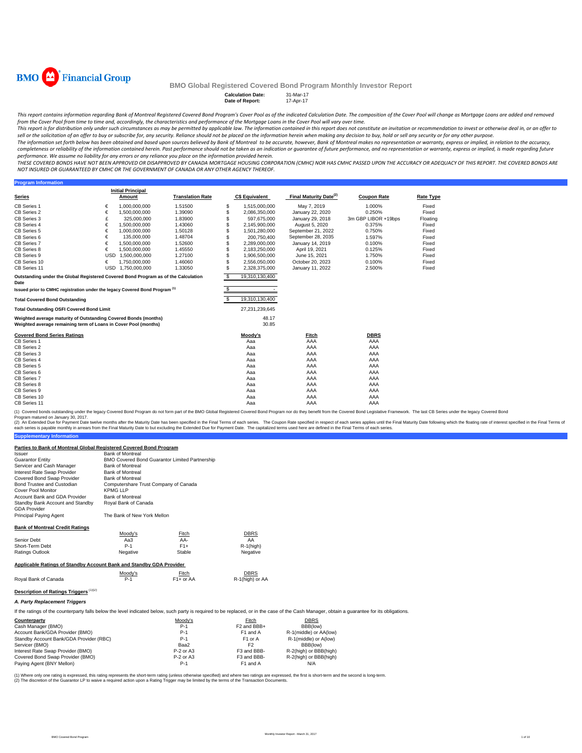BMO Financial Group

# BMO Global Registered Covered Bond Program Monthly Investor Report

**Calculation Date:** 31-Mar-17
**Date of Report:** 17-Apr-17

*This report contains information regarding Bank of Montreal Registered Covered Bond Program's Cover Pool as of the indicated Calculation Date. The composition of the Cover Pool will change as Mortgage Loans are added and removed from the Cover Pool from time to time and, accordingly, the characteristics and performance of the Mortgage Loans in the Cover Pool will vary over time.*

*This report is for distribution only under such circumstances as may be permitted by applicable law. The information contained in this report does not constitute an invitation or recommendation to invest or otherwise deal in, or an offer to sell or the solicitation of an offer to buy or subscribe for, any security. Reliance should not be placed on the information herein when making any decision to buy, hold or sell any security or for any other purpose.*

*The information set forth below has been obtained and based upon sources believed by Bank of Montreal to be accurate, however, Bank of Montreal makes no representation or warranty, express or implied, in relation to the accuracy, completeness or reliability of the information contained herein. Past performance should not be taken as an indication or guarantee of future performance, and no representation or warranty, express or implied, is made regarding future performance. We assume no liability for any errors or any reliance you place on the information provided herein.*

*THESE COVERED BONDS HAVE NOT BEEN APPROVED OR DISAPPROVED BY CANADA MORTGAGE HOUSING CORPORATION (CMHC) NOR HAS CMHC PASSED UPON THE ACCURACY OR ADEQUACY OF THIS REPORT. THE COVERED BONDS ARE NOT INSURED OR GUARANTEED BY CMHC OR THE GOVERNMENT OF CANADA OR ANY OTHER AGENCY THEREOF.*

## Program Information

| Series | | Initial Principal Amount | Translation Rate | | C$ Equivalent | Final Maturity Date[(2)] | Coupon Rate | Rate Type |
|---|---|---|---|---|---|---|---|---|
| CB Series 1 | € | 1,000,000,000 | 1.51500 | $ | 1,515,000,000 | May 7, 2019 | 1.000% | Fixed |
| CB Series 2 | € | 1,500,000,000 | 1.39090 | $ | 2,086,350,000 | January 22, 2020 | 0.250% | Fixed |
| CB Series 3 | £ | 325,000,000 | 1.83900 | $ | 597,675,000 | January 29, 2018 | 3m GBP LIBOR +19bps | Floating |
| CB Series 4 | € | 1,500,000,000 | 1.43060 | $ | 2,145,900,000 | August 5, 2020 | 0.375% | Fixed |
| CB Series 5 | € | 1,000,000,000 | 1.50128 | $ | 1,501,280,000 | September 21, 2022 | 0.750% | Fixed |
| CB Series 6 | € | 135,000,000 | 1.48704 | $ | 200,750,400 | September 28, 2035 | 1.597% | Fixed |
| CB Series 7 | € | 1,500,000,000 | 1.52600 | $ | 2,289,000,000 | January 14, 2019 | 0.100% | Fixed |
| CB Series 8 | € | 1,500,000,000 | 1.45550 | $ | 2,183,250,000 | April 19, 2021 | 0.125% | Fixed |
| CB Series 9 | USD | 1,500,000,000 | 1.27100 | $ | 1,906,500,000 | June 15, 2021 | 1.750% | Fixed |
| CB Series 10 | € | 1,750,000,000 | 1.46060 | $ | 2,556,050,000 | October 20, 2023 | 0.100% | Fixed |
| CB Series 11 | USD | 1,750,000,000 | 1.33050 | $ | 2,328,375,000 | January 11, 2022 | 2.500% | Fixed |
| Outstanding under the Global Registered Covered Bond Program as of the Calculation Date | | | | $ | 19,310,130,400 | | | |
| Issued prior to CMHC registration under the legacy Covered Bond Program[(1)] | | | | $ | - | | | |
| Total Covered Bond Outstanding | | | | $ | 19,310,130,400 | | | |
| Total Outstanding OSFI Covered Bond Limit | | | | | 27,231,239,645 | | | |
| Weighted average maturity of Outstanding Covered Bonds (months) | | | | | 48.17 | | | |
| Weighted average remaining term of Loans in Cover Pool (months) | | | | | 30.85 | | | |

| Covered Bond Series Ratings | Moody's | Fitch | DBRS |
|---|---|---|---|
| CB Series 1 | Aaa | AAA | AAA |
| CB Series 2 | Aaa | AAA | AAA |
| CB Series 3 | Aaa | AAA | AAA |
| CB Series 4 | Aaa | AAA | AAA |
| CB Series 5 | Aaa | AAA | AAA |
| CB Series 6 | Aaa | AAA | AAA |
| CB Series 7 | Aaa | AAA | AAA |
| CB Series 8 | Aaa | AAA | AAA |
| CB Series 9 | Aaa | AAA | AAA |
| CB Series 10 | Aaa | AAA | AAA |
| CB Series 11 | Aaa | AAA | AAA |

(1) Covered bonds outstanding under the legacy Covered Bond Program do not form part of the BMO Global Registered Covered Bond Program nor do they benefit from the Covered Bond Legislative Framework. The last CB Series under the legacy Covered Bond Program matured on January 30, 2017.
(2) An Extended Due for Payment Date twelve months after the Maturity Date has been specified in the Final Terms of each series. The Coupon Rate specified in respect of each series applies until the Final Maturity Date following which the floating rate of interest specified in the Final Terms of each series is payable monthly in arrears from the Final Maturity Date to but excluding the Extended Due for Payment Date. The capitalized terms used here are defined in the Final Terms of each series.

## Supplementary Information

### Parties to Bank of Montreal Global Registered Covered Bond Program

| | |
|---|---|
| Issuer | Bank of Montreal |
| Guarantor Entity | BMO Covered Bond Guarantor Limited Partnership |
| Servicer and Cash Manager | Bank of Montreal |
| Interest Rate Swap Provider | Bank of Montreal |
| Covered Bond Swap Provider | Bank of Montreal |
| Bond Trustee and Custodian | Computershare Trust Company of Canada |
| Cover Pool Monitor | KPMG LLP |
| Account Bank and GDA Provider | Bank of Montreal |
| Standby Bank Account and Standby GDA Provider | Royal Bank of Canada |
| Principal Paying Agent | The Bank of New York Mellon |

### Bank of Montreal Credit Ratings

| | Moody's | Fitch | DBRS |
|---|---|---|---|
| Senior Debt | Aa3 | AA- | AA |
| Short-Term Debt | P-1 | F1+ | R-1(high) |
| Ratings Outlook | Negative | Stable | Negative |

### Applicable Ratings of Standby Account Bank and Standby GDA Provider

| | Moody's | Fitch | DBRS |
|---|---|---|---|
| Royal Bank of Canada | P-1 | F1+ or AA | R-1(high) or AA |

### Description of Ratings Triggers [(1)(2)]

#### *A. Party Replacement Triggers*

If the ratings of the counterparty falls below the level indicated below, such party is required to be replaced, or in the case of the Cash Manager, obtain a guarantee for its obligations.

| Counterparty | Moody's | Fitch | DBRS |
|---|---|---|---|
| Cash Manager (BMO) | P-1 | F2 and BBB+ | BBB(low) |
| Account Bank/GDA Provider (BMO) | P-1 | F1 and A | R-1(middle) or AA(low) |
| Standby Account Bank/GDA Provider (RBC) | P-1 | F1 or A | R-1(middle) or A(low) |
| Servicer (BMO) | Baa2 | F2 | BBB(low) |
| Interest Rate Swap Provider (BMO) | P-2 or A3 | F3 and BBB- | R-2(high) or BBB(high) |
| Covered Bond Swap Provider (BMO) | P-2 or A3 | F3 and BBB- | R-2(high) or BBB(high) |
| Paying Agent (BNY Mellon) | P-1 | F1 and A | N/A |

(1) Where only one rating is expressed, this rating represents the short-term rating (unless otherwise specified) and where two ratings are expressed, the first is short-term and the second is long-term.
(2) The discretion of the Guarantor LP to waive a required action upon a Rating Trigger may be limited by the terms of the Transaction Documents.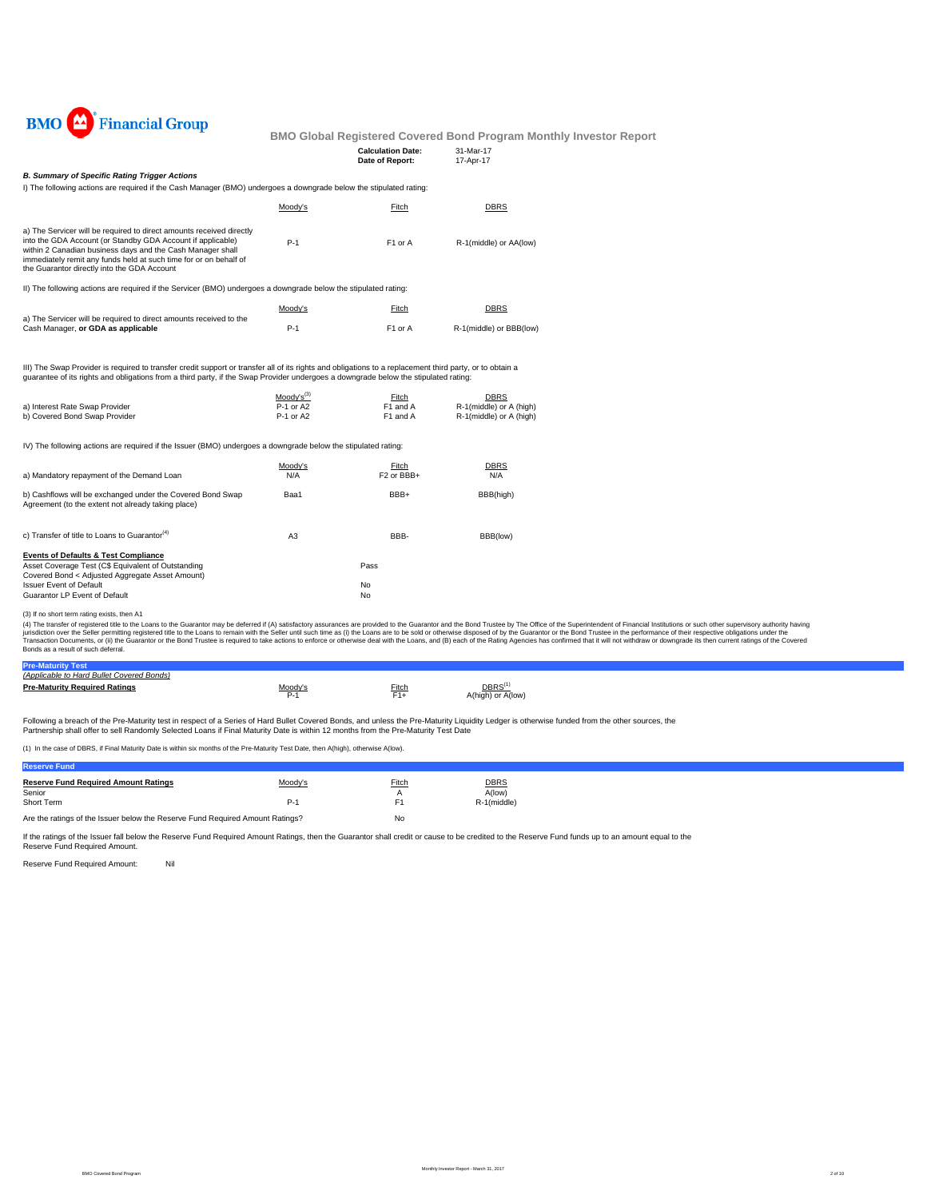BMO Financial Group

# BMO Global Registered Covered Bond Program Monthly Investor Report

**Calculation Date:** 31-Mar-17
**Date of Report:** 17-Apr-17

### *B. Summary of Specific Rating Trigger Actions*

I) The following actions are required if the Cash Manager (BMO) undergoes a downgrade below the stipulated rating:

| | Moody's | Fitch | DBRS |
|---|---|---|---|
| a) The Servicer will be required to direct amounts received directly into the GDA Account (or Standby GDA Account if applicable) within 2 Canadian business days and the Cash Manager shall immediately remit any funds held at such time for or on behalf of the Guarantor directly into the GDA Account | P-1 | F1 or A | R-1(middle) or AA(low) |

II) The following actions are required if the Servicer (BMO) undergoes a downgrade below the stipulated rating:

| | Moody's | Fitch | DBRS |
|---|---|---|---|
| a) The Servicer will be required to direct amounts received to the Cash Manager, **or GDA as applicable** | P-1 | F1 or A | R-1(middle) or BBB(low) |

III) The Swap Provider is required to transfer credit support or transfer all of its rights and obligations to a replacement third party, or to obtain a guarantee of its rights and obligations from a third party, if the Swap Provider undergoes a downgrade below the stipulated rating:

| | Moody's[3] | Fitch | DBRS |
|---|---|---|---|
| a) Interest Rate Swap Provider | P-1 or A2 | F1 and A | R-1(middle) or A (high) |
| b) Covered Bond Swap Provider | P-1 or A2 | F1 and A | R-1(middle) or A (high) |

IV) The following actions are required if the Issuer (BMO) undergoes a downgrade below the stipulated rating:

| | Moody's | Fitch | DBRS |
|---|---|---|---|
| a) Mandatory repayment of the Demand Loan | N/A | F2 or BBB+ | N/A |
| b) Cashflows will be exchanged under the Covered Bond Swap Agreement (to the extent not already taking place) | Baa1 | BBB+ | BBB(high) |
| c) Transfer of title to Loans to Guarantor[4] | A3 | BBB- | BBB(low) |

**Events of Defaults & Test Compliance**

| | |
|---|---|
| Asset Coverage Test (C$ Equivalent of Outstanding Covered Bond < Adjusted Aggregate Asset Amount) | Pass |
| Issuer Event of Default | No |
| Guarantor LP Event of Default | No |

(3) If no short term rating exists, then A1

(4) The transfer of registered title to the Loans to the Guarantor may be deferred if (A) satisfactory assurances are provided to the Guarantor and the Bond Trustee by The Office of the Superintendent of Financial Institutions or such other supervisory authority having jurisdiction over the Seller permitting registered title to the Loans to remain with the Seller until such time as (i) the Loans are to be sold or otherwise disposed of by the Guarantor or the Bond Trustee in the performance of their respective obligations under the Transaction Documents, or (ii) the Guarantor or the Bond Trustee is required to take actions to enforce or otherwise deal with the Loans, and (B) each of the Rating Agencies has confirmed that it will not withdraw or downgrade its then current ratings of the Covered Bonds as a result of such deferral.

## Pre-Maturity Test

*(Applicable to Hard Bullet Covered Bonds)*

| | Moody's | Fitch | DBRS[1] |
|---|---|---|---|
| **Pre-Maturity Required Ratings** | P-1 | F1+ | A(high) or A(low) |

Following a breach of the Pre-Maturity test in respect of a Series of Hard Bullet Covered Bonds, and unless the Pre-Maturity Liquidity Ledger is otherwise funded from the other sources, the Partnership shall offer to sell Randomly Selected Loans if Final Maturity Date is within 12 months from the Pre-Maturity Test Date

(1) In the case of DBRS, if Final Maturity Date is within six months of the Pre-Maturity Test Date, then A(high), otherwise A(low).

## Reserve Fund

| **Reserve Fund Required Amount Ratings** | Moody's | Fitch | DBRS |
|---|---|---|---|
| Senior | | A | A(low) |
| Short Term | P-1 | F1 | R-1(middle) |

Are the ratings of the Issuer below the Reserve Fund Required Amount Ratings? No

If the ratings of the Issuer fall below the Reserve Fund Required Amount Ratings, then the Guarantor shall credit or cause to be credited to the Reserve Fund funds up to an amount equal to the Reserve Fund Required Amount.

Reserve Fund Required Amount: Nil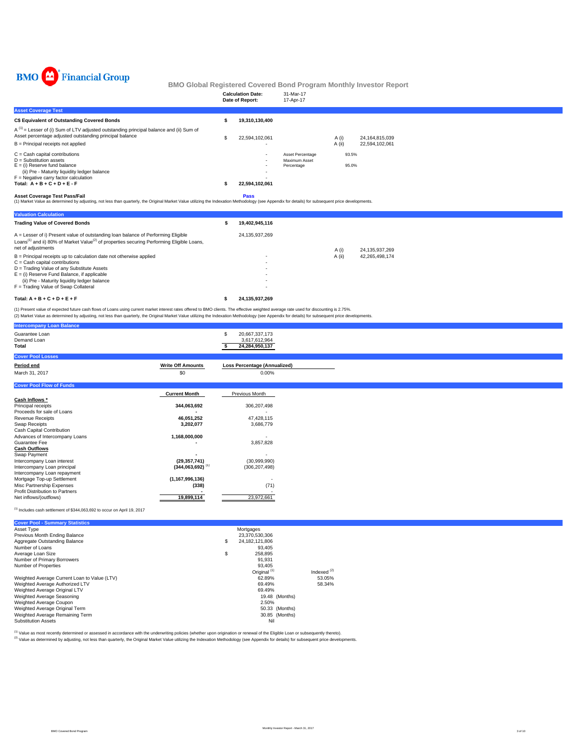BMO Financial Group

# BMO Global Registered Covered Bond Program Monthly Investor Report

| | |
|---|---|
| **Calculation Date:** | 31-Mar-17 |
| **Date of Report:** | 17-Apr-17 |

## Asset Coverage Test

| | | | | |
|---|---|---|---|---|
| **C$ Equivalent of Outstanding Covered Bonds** | **$ 19,310,130,400** | | | |
| A [1] = Lesser of (i) Sum of LTV adjusted outstanding principal balance and (ii) Sum of Asset percentage adjusted outstanding principal balance | $ 22,594,102,061 | | A (i) | 24,164,815,039 |
| B = Principal receipts not applied | - | | A (ii) | 22,594,102,061 |
| C = Cash capital contributions | - | Asset Percentage | 93.5% | |
| D = Substitution assets | - | Maximum Asset Percentage | 95.0% | |
| E = (i) Reserve fund balance | - | | | |
| (ii) Pre - Maturity liquidity ledger balance | - | | | |
| F = Negative carry factor calculation | - | | | |
| **Total: A + B + C + D + E - F** | **$ 22,594,102,061** | | | |

**Asset Coverage Test Pass/Fail** — **Pass**

(1) Market Value as determined by adjusting, not less than quarterly, the Original Market Value utilizing the Indexation Methodology (see Appendix for details) for subsequent price developments.

## Valuation Calculation

| | | | |
|---|---|---|---|
| **Trading Value of Covered Bonds** | **$ 19,402,945,116** | | |
| A = Lesser of i) Present value of outstanding loan balance of Performing Eligible Loans[1] and ii) 80% of Market Value[2] of properties securing Performing Eligible Loans, net of adjustments | 24,135,937,269 | A (i) | 24,135,937,269 |
| B = Principal receipts up to calculation date not otherwise applied | - | A (ii) | 42,265,498,174 |
| C = Cash capital contributions | - | | |
| D = Trading Value of any Substitute Assets | - | | |
| E = (i) Reserve Fund Balance, if applicable | - | | |
| (ii) Pre - Maturity liquidity ledger balance | - | | |
| F = Trading Value of Swap Collateral | - | | |
| **Total: A + B + C + D + E + F** | **$ 24,135,937,269** | | |

(1) Present value of expected future cash flows of Loans using current market interest rates offered to BMO clients. The effective weighted average rate used for discounting is 2.75%.
(2) Market Value as determined by adjusting, not less than quarterly, the Original Market Value utilizing the Indexation Methodology (see Appendix for details) for subsequent price developments.

## Intercompany Loan Balance

| | |
|---|---|
| Guarantee Loan | $ 20,667,337,173 |
| Demand Loan | 3,617,612,964 |
| **Total** | **$ 24,284,950,137** |

## Cover Pool Losses

| Period end | Write Off Amounts | Loss Percentage (Annualized) |
|---|---|---|
| March 31, 2017 | $0 | 0.00% |

## Cover Pool Flow of Funds

| | Current Month | Previous Month |
|---|---|---|
| **Cash Inflows *** | | |
| Principal receipts | **344,063,692** | 306,207,498 |
| Proceeds for sale of Loans | **-** | - |
| Revenue Receipts | **46,051,252** | 47,428,115 |
| Swap Receipts | **3,202,077** | 3,686,779 |
| Cash Capital Contribution | | |
| Advances of Intercompany Loans | **1,168,000,000** | - |
| Guarantee Fee | **-** | 3,857,828 |
| **Cash Outflows** | | |
| Swap Payment | **-** | - |
| Intercompany Loan interest | **(29,357,741)** | (30,999,990) |
| Intercompany Loan principal | **(344,063,692)** [1] | (306,207,498) |
| Intercompany Loan repayment | | |
| Mortgage Top-up Settlement | **(1,167,996,136)** | - |
| Misc Partnership Expenses | **(338)** | (71) |
| Profit Distribution to Partners | **-** | - |
| Net inflows/(outflows) | **19,899,114** | 23,972,661 |

[1] Includes cash settlement of $344,063,692 to occur on April 19, 2017

## Cover Pool - Summary Statistics

| | Original [1] | Indexed [2] |
|---|---|---|
| Asset Type | Mortgages | |
| Previous Month Ending Balance | 23,370,530,306 | |
| Aggregate Outstanding Balance | $ 24,182,121,806 | |
| Number of Loans | 93,405 | |
| Average Loan Size | $ 258,895 | |
| Number of Primary Borrowers | 91,931 | |
| Number of Properties | 93,405 | |
| Weighted Average Current Loan to Value (LTV) | 62.89% | 53.05% |
| Weighted Average Authorized LTV | 69.49% | 58.34% |
| Weighted Average Original LTV | 69.49% | |
| Weighted Average Seasoning | 19.48 (Months) | |
| Weighted Average Coupon | 2.50% | |
| Weighted Average Original Term | 50.33 (Months) | |
| Weighted Average Remaining Term | 30.85 (Months) | |
| Substitution Assets | Nil | |

[1] Value as most recently determined or assessed in accordance with the underwriting policies (whether upon origination or renewal of the Eligible Loan or subsequently thereto).
[2] Value as determined by adjusting, not less than quarterly, the Original Market Value utilizing the Indexation Methodology (see Appendix for details) for subsequent price developments.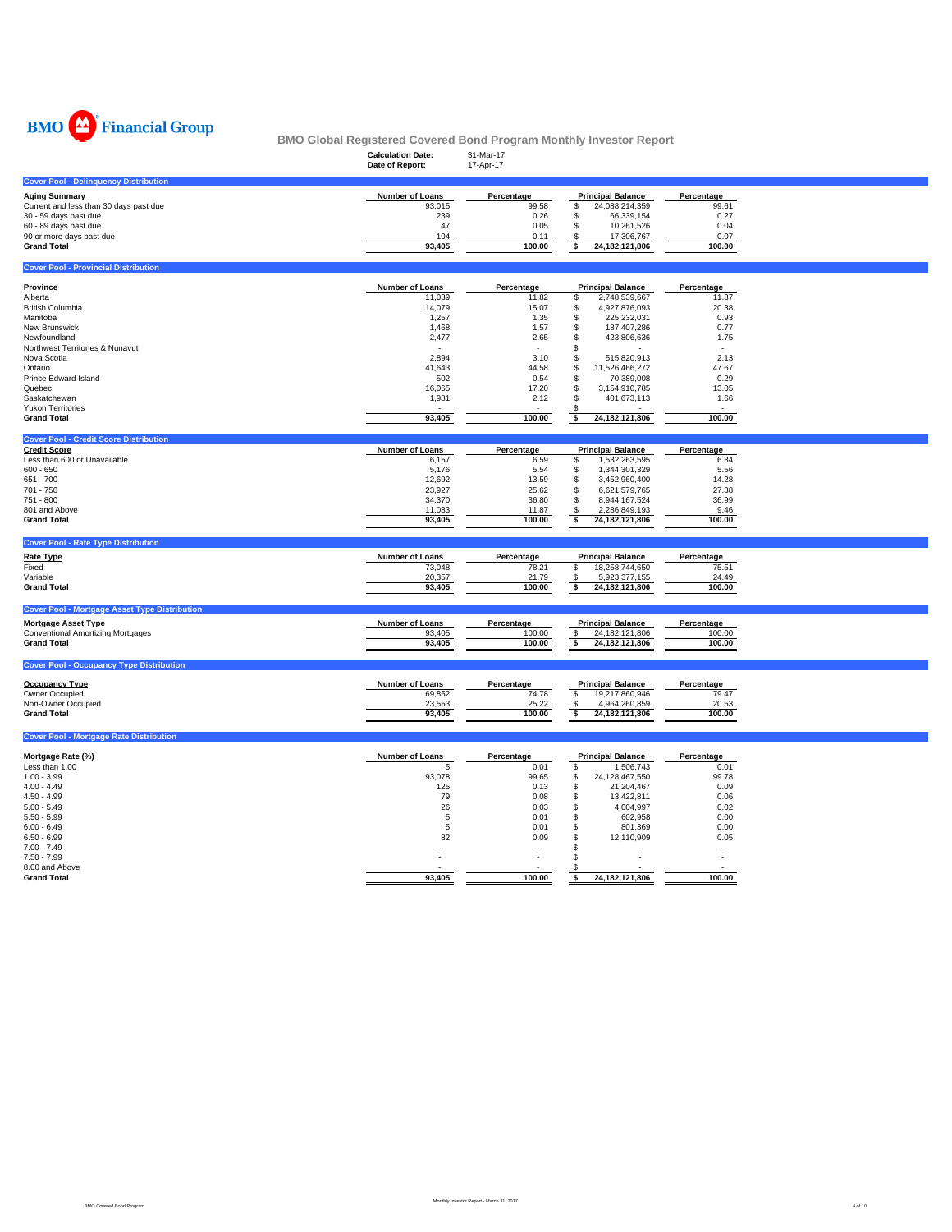BMO Financial Group

## BMO Global Registered Covered Bond Program Monthly Investor Report

**Calculation Date:** 31-Mar-17
**Date of Report:** 17-Apr-17

### Cover Pool - Delinquency Distribution

| Aging Summary | Number of Loans | Percentage | Principal Balance | Percentage |
|---|---|---|---|---|
| Current and less than 30 days past due | 93,015 | 99.58 | $ 24,088,214,359 | 99.61 |
| 30 - 59 days past due | 239 | 0.26 | $ 66,339,154 | 0.27 |
| 60 - 89 days past due | 47 | 0.05 | $ 10,261,526 | 0.04 |
| 90 or more days past due | 104 | 0.11 | $ 17,306,767 | 0.07 |
| **Grand Total** | **93,405** | **100.00** | **$ 24,182,121,806** | **100.00** |

### Cover Pool - Provincial Distribution

| Province | Number of Loans | Percentage | Principal Balance | Percentage |
|---|---|---|---|---|
| Alberta | 11,039 | 11.82 | $ 2,748,539,667 | 11.37 |
| British Columbia | 14,079 | 15.07 | $ 4,927,876,093 | 20.38 |
| Manitoba | 1,257 | 1.35 | $ 225,232,031 | 0.93 |
| New Brunswick | 1,468 | 1.57 | $ 187,407,286 | 0.77 |
| Newfoundland | 2,477 | 2.65 | $ 423,806,636 | 1.75 |
| Northwest Territories & Nunavut | - | - | $ - | - |
| Nova Scotia | 2,894 | 3.10 | $ 515,820,913 | 2.13 |
| Ontario | 41,643 | 44.58 | $ 11,526,466,272 | 47.67 |
| Prince Edward Island | 502 | 0.54 | $ 70,389,008 | 0.29 |
| Quebec | 16,065 | 17.20 | $ 3,154,910,785 | 13.05 |
| Saskatchewan | 1,981 | 2.12 | $ 401,673,113 | 1.66 |
| Yukon Territories | - | - | $ - | - |
| **Grand Total** | **93,405** | **100.00** | **$ 24,182,121,806** | **100.00** |

### Cover Pool - Credit Score Distribution

| Credit Score | Number of Loans | Percentage | Principal Balance | Percentage |
|---|---|---|---|---|
| Less than 600 or Unavailable | 6,157 | 6.59 | $ 1,532,263,595 | 6.34 |
| 600 - 650 | 5,176 | 5.54 | $ 1,344,301,329 | 5.56 |
| 651 - 700 | 12,692 | 13.59 | $ 3,452,960,400 | 14.28 |
| 701 - 750 | 23,927 | 25.62 | $ 6,621,579,765 | 27.38 |
| 751 - 800 | 34,370 | 36.80 | $ 8,944,167,524 | 36.99 |
| 801 and Above | 11,083 | 11.87 | $ 2,286,849,193 | 9.46 |
| **Grand Total** | **93,405** | **100.00** | **$ 24,182,121,806** | **100.00** |

### Cover Pool - Rate Type Distribution

| Rate Type | Number of Loans | Percentage | Principal Balance | Percentage |
|---|---|---|---|---|
| Fixed | 73,048 | 78.21 | $ 18,258,744,650 | 75.51 |
| Variable | 20,357 | 21.79 | $ 5,923,377,155 | 24.49 |
| **Grand Total** | **93,405** | **100.00** | **$ 24,182,121,806** | **100.00** |

### Cover Pool - Mortgage Asset Type Distribution

| Mortgage Asset Type | Number of Loans | Percentage | Principal Balance | Percentage |
|---|---|---|---|---|
| Conventional Amortizing Mortgages | 93,405 | 100.00 | $ 24,182,121,806 | 100.00 |
| **Grand Total** | **93,405** | **100.00** | **$ 24,182,121,806** | **100.00** |

### Cover Pool - Occupancy Type Distribution

| Occupancy Type | Number of Loans | Percentage | Principal Balance | Percentage |
|---|---|---|---|---|
| Owner Occupied | 69,852 | 74.78 | $ 19,217,860,946 | 79.47 |
| Non-Owner Occupied | 23,553 | 25.22 | $ 4,964,260,859 | 20.53 |
| **Grand Total** | **93,405** | **100.00** | **$ 24,182,121,806** | **100.00** |

### Cover Pool - Mortgage Rate Distribution

| Mortgage Rate (%) | Number of Loans | Percentage | Principal Balance | Percentage |
|---|---|---|---|---|
| Less than 1.00 | 5 | 0.01 | $ 1,506,743 | 0.01 |
| 1.00 - 3.99 | 93,078 | 99.65 | $ 24,128,467,550 | 99.78 |
| 4.00 - 4.49 | 125 | 0.13 | $ 21,204,467 | 0.09 |
| 4.50 - 4.99 | 79 | 0.08 | $ 13,422,811 | 0.06 |
| 5.00 - 5.49 | 26 | 0.03 | $ 4,004,997 | 0.02 |
| 5.50 - 5.99 | 5 | 0.01 | $ 602,958 | 0.00 |
| 6.00 - 6.49 | 5 | 0.01 | $ 801,369 | 0.00 |
| 6.50 - 6.99 | 82 | 0.09 | $ 12,110,909 | 0.05 |
| 7.00 - 7.49 | - | - | $ - | - |
| 7.50 - 7.99 | - | - | $ - | - |
| 8.00 and Above | - | - | $ - | - |
| **Grand Total** | **93,405** | **100.00** | **$ 24,182,121,806** | **100.00** |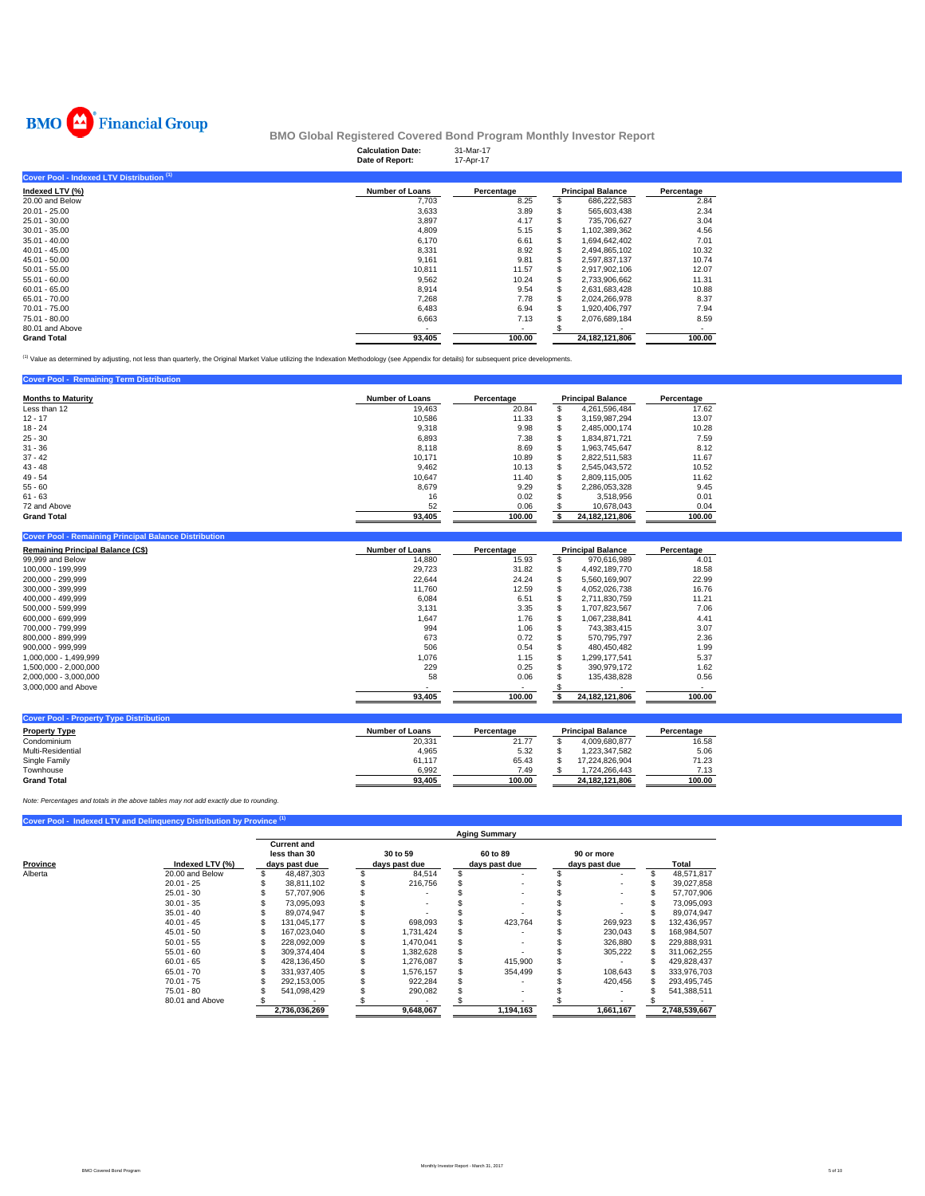# BMO Global Registered Covered Bond Program Monthly Investor Report

**Calculation Date:** 31-Mar-17
**Date of Report:** 17-Apr-17

## Cover Pool - Indexed LTV Distribution [1]

| Indexed LTV (%) | Number of Loans | Percentage | Principal Balance | Percentage |
|---|---|---|---|---|
| 20.00 and Below | 7,703 | 8.25 | $ 686,222,583 | 2.84 |
| 20.01 - 25.00 | 3,633 | 3.89 | $ 565,603,438 | 2.34 |
| 25.01 - 30.00 | 3,897 | 4.17 | $ 735,706,627 | 3.04 |
| 30.01 - 35.00 | 4,809 | 5.15 | $ 1,102,389,362 | 4.56 |
| 35.01 - 40.00 | 6,170 | 6.61 | $ 1,694,642,402 | 7.01 |
| 40.01 - 45.00 | 8,331 | 8.92 | $ 2,494,865,102 | 10.32 |
| 45.01 - 50.00 | 9,161 | 9.81 | $ 2,597,837,137 | 10.74 |
| 50.01 - 55.00 | 10,811 | 11.57 | $ 2,917,902,106 | 12.07 |
| 55.01 - 60.00 | 9,562 | 10.24 | $ 2,733,906,662 | 11.31 |
| 60.01 - 65.00 | 8,914 | 9.54 | $ 2,631,683,428 | 10.88 |
| 65.01 - 70.00 | 7,268 | 7.78 | $ 2,024,266,978 | 8.37 |
| 70.01 - 75.00 | 6,483 | 6.94 | $ 1,920,406,797 | 7.94 |
| 75.01 - 80.00 | 6,663 | 7.13 | $ 2,076,689,184 | 8.59 |
| 80.01 and Above | - | - | $ - | - |
| **Grand Total** | **93,405** | **100.00** | **24,182,121,806** | **100.00** |

[1] Value as determined by adjusting, not less than quarterly, the Original Market Value utilizing the Indexation Methodology (see Appendix for details) for subsequent price developments.

## Cover Pool - Remaining Term Distribution

| Months to Maturity | Number of Loans | Percentage | Principal Balance | Percentage |
|---|---|---|---|---|
| Less than 12 | 19,463 | 20.84 | $ 4,261,596,484 | 17.62 |
| 12 - 17 | 10,586 | 11.33 | $ 3,159,987,294 | 13.07 |
| 18 - 24 | 9,318 | 9.98 | $ 2,485,000,174 | 10.28 |
| 25 - 30 | 6,893 | 7.38 | $ 1,834,871,721 | 7.59 |
| 31 - 36 | 8,118 | 8.69 | $ 1,963,745,647 | 8.12 |
| 37 - 42 | 10,171 | 10.89 | $ 2,822,511,583 | 11.67 |
| 43 - 48 | 9,462 | 10.13 | $ 2,545,043,572 | 10.52 |
| 49 - 54 | 10,647 | 11.40 | $ 2,809,115,005 | 11.62 |
| 55 - 60 | 8,679 | 9.29 | $ 2,286,053,328 | 9.45 |
| 61 - 63 | 16 | 0.02 | $ 3,518,956 | 0.01 |
| 72 and Above | 52 | 0.06 | $ 10,678,043 | 0.04 |
| **Grand Total** | **93,405** | **100.00** | **$ 24,182,121,806** | **100.00** |

## Cover Pool - Remaining Principal Balance Distribution

| Remaining Principal Balance (C$) | Number of Loans | Percentage | Principal Balance | Percentage |
|---|---|---|---|---|
| 99,999 and Below | 14,880 | 15.93 | $ 970,616,989 | 4.01 |
| 100,000 - 199,999 | 29,723 | 31.82 | $ 4,492,189,770 | 18.58 |
| 200,000 - 299,999 | 22,644 | 24.24 | $ 5,560,169,907 | 22.99 |
| 300,000 - 399,999 | 11,760 | 12.59 | $ 4,052,026,738 | 16.76 |
| 400,000 - 499,999 | 6,084 | 6.51 | $ 2,711,830,759 | 11.21 |
| 500,000 - 599,999 | 3,131 | 3.35 | $ 1,707,823,567 | 7.06 |
| 600,000 - 699,999 | 1,647 | 1.76 | $ 1,067,238,841 | 4.41 |
| 700,000 - 799,999 | 994 | 1.06 | $ 743,383,415 | 3.07 |
| 800,000 - 899,999 | 673 | 0.72 | $ 570,795,797 | 2.36 |
| 900,000 - 999,999 | 506 | 0.54 | $ 480,450,482 | 1.99 |
| 1,000,000 - 1,499,999 | 1,076 | 1.15 | $ 1,299,177,541 | 5.37 |
| 1,500,000 - 2,000,000 | 229 | 0.25 | $ 390,979,172 | 1.62 |
| 2,000,000 - 3,000,000 | 58 | 0.06 | $ 135,438,828 | 0.56 |
| 3,000,000 and Above | - | - | $ - | - |
| | **93,405** | **100.00** | **$ 24,182,121,806** | **100.00** |

## Cover Pool - Property Type Distribution

| Property Type | Number of Loans | Percentage | Principal Balance | Percentage |
|---|---|---|---|---|
| Condominium | 20,331 | 21.77 | $ 4,009,680,877 | 16.58 |
| Multi-Residential | 4,965 | 5.32 | $ 1,223,347,582 | 5.06 |
| Single Family | 61,117 | 65.43 | $ 17,224,826,904 | 71.23 |
| Townhouse | 6,992 | 7.49 | $ 1,724,266,443 | 7.13 |
| **Grand Total** | **93,405** | **100.00** | **24,182,121,806** | **100.00** |

*Note: Percentages and totals in the above tables may not add exactly due to rounding.*

## Cover Pool - Indexed LTV and Delinquency Distribution by Province [1]

| | | Aging Summary | | | | |
|---|---|---|---|---|---|---|
| Province | Indexed LTV (%) | Current and less than 30 days past due | 30 to 59 days past due | 60 to 89 days past due | 90 or more days past due | Total |
| Alberta | 20.00 and Below | $ 48,487,303 | $ 84,514 | $ - | $ - | $ 48,571,817 |
| | 20.01 - 25 | $ 38,811,102 | $ 216,756 | $ - | $ - | $ 39,027,858 |
| | 25.01 - 30 | $ 57,707,906 | $ - | $ - | $ - | $ 57,707,906 |
| | 30.01 - 35 | $ 73,095,093 | $ - | $ - | $ - | $ 73,095,093 |
| | 35.01 - 40 | $ 89,074,947 | $ - | $ - | $ - | $ 89,074,947 |
| | 40.01 - 45 | $ 131,045,177 | $ 698,093 | $ 423,764 | $ 269,923 | $ 132,436,957 |
| | 45.01 - 50 | $ 167,023,040 | $ 1,731,424 | $ - | $ 230,043 | $ 168,984,507 |
| | 50.01 - 55 | $ 228,092,009 | $ 1,470,041 | $ - | $ 326,880 | $ 229,888,931 |
| | 55.01 - 60 | $ 309,374,404 | $ 1,382,628 | $ - | $ 305,222 | $ 311,062,255 |
| | 60.01 - 65 | $ 428,136,450 | $ 1,276,087 | $ 415,900 | $ - | $ 429,828,437 |
| | 65.01 - 70 | $ 331,937,405 | $ 1,576,157 | $ 354,499 | $ 108,643 | $ 333,976,703 |
| | 70.01 - 75 | $ 292,153,005 | $ 922,284 | $ - | $ 420,456 | $ 293,495,745 |
| | 75.01 - 80 | $ 541,098,429 | $ 290,082 | $ - | $ - | $ 541,388,511 |
| | 80.01 and Above | $ - | $ - | $ - | $ - | $ - |
| | | **2,736,036,269** | **9,648,067** | **1,194,163** | **1,661,167** | **2,748,539,667** |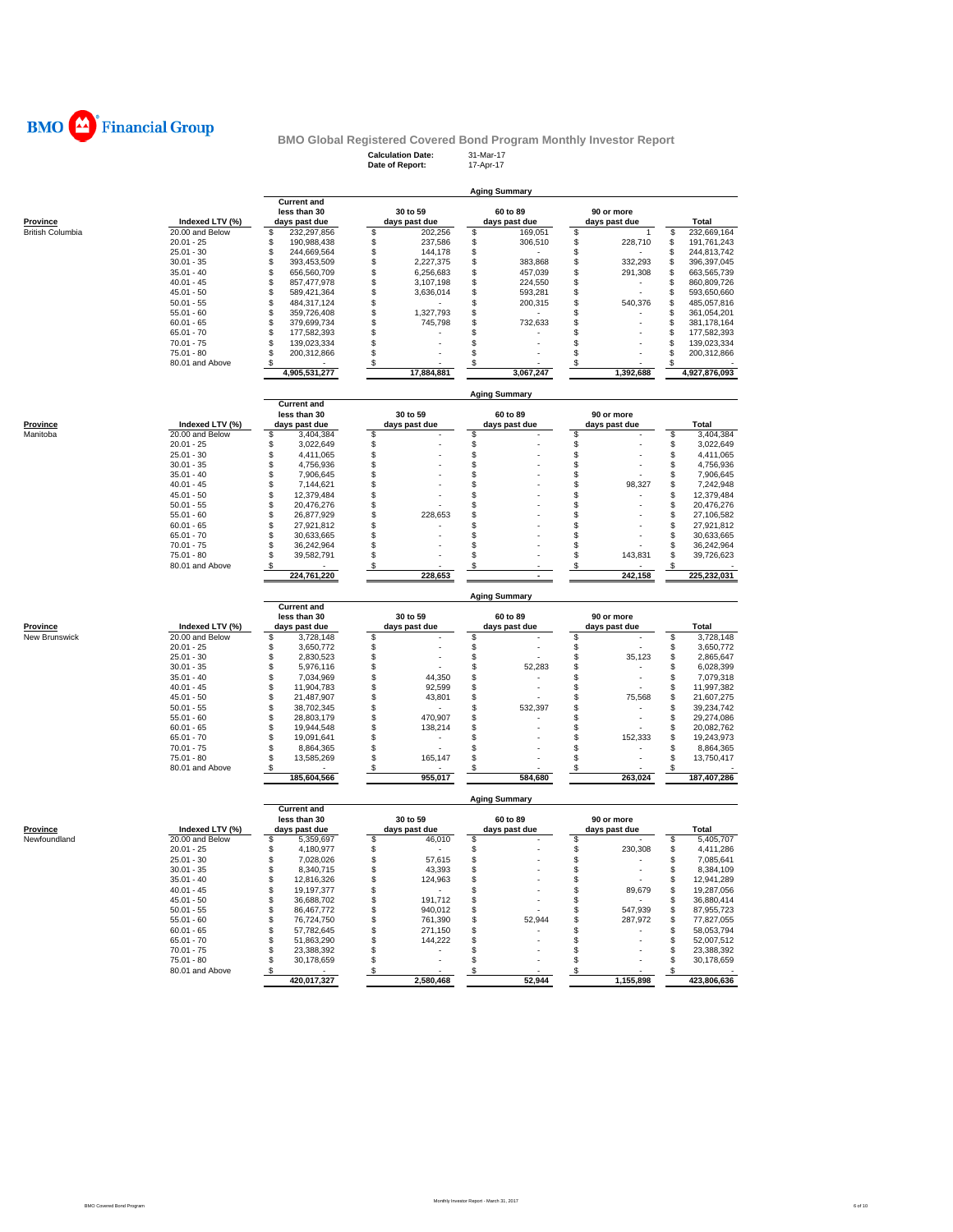BMO Financial Group

## BMO Global Registered Covered Bond Program Monthly Investor Report

**Calculation Date:** 31-Mar-17
**Date of Report:** 17-Apr-17

### Aging Summary

| Province | Indexed LTV (%) | Current and less than 30 days past due | 30 to 59 days past due | 60 to 89 days past due | 90 or more days past due | Total |
|---|---|---|---|---|---|---|
| British Columbia | 20.00 and Below | $ 232,297,856 | $ 202,256 | $ 169,051 | $ 1 | $ 232,669,164 |
| | 20.01 - 25 | $ 190,988,438 | $ 237,586 | $ 306,510 | $ 228,710 | $ 191,761,243 |
| | 25.01 - 30 | $ 244,669,564 | $ 144,178 | $ - | $ - | $ 244,813,742 |
| | 30.01 - 35 | $ 393,453,509 | $ 2,227,375 | $ 383,868 | $ 332,293 | $ 396,397,045 |
| | 35.01 - 40 | $ 656,560,709 | $ 6,256,683 | $ 457,039 | $ 291,308 | $ 663,565,739 |
| | 40.01 - 45 | $ 857,477,978 | $ 3,107,198 | $ 224,550 | $ - | $ 860,809,726 |
| | 45.01 - 50 | $ 589,421,364 | $ 3,636,014 | $ 593,281 | $ - | $ 593,650,660 |
| | 50.01 - 55 | $ 484,317,124 | $ - | $ 200,315 | $ 540,376 | $ 485,057,816 |
| | 55.01 - 60 | $ 359,726,408 | $ 1,327,793 | $ - | $ - | $ 361,054,201 |
| | 60.01 - 65 | $ 379,699,734 | $ 745,798 | $ 732,633 | $ - | $ 381,178,164 |
| | 65.01 - 70 | $ 177,582,393 | $ - | $ - | $ - | $ 177,582,393 |
| | 70.01 - 75 | $ 139,023,334 | $ - | $ - | $ - | $ 139,023,334 |
| | 75.01 - 80 | $ 200,312,866 | $ - | $ - | $ - | $ 200,312,866 |
| | 80.01 and Above | $ - | $ - | $ - | $ - | $ - |
| | | 4,905,531,277 | 17,884,881 | 3,067,247 | 1,392,688 | 4,927,876,093 |

### Aging Summary

| Province | Indexed LTV (%) | Current and less than 30 days past due | 30 to 59 days past due | 60 to 89 days past due | 90 or more days past due | Total |
|---|---|---|---|---|---|---|
| Manitoba | 20.00 and Below | $ 3,404,384 | $ - | $ - | $ - | $ 3,404,384 |
| | 20.01 - 25 | $ 3,022,649 | $ - | $ - | $ - | $ 3,022,649 |
| | 25.01 - 30 | $ 4,411,065 | $ - | $ - | $ - | $ 4,411,065 |
| | 30.01 - 35 | $ 4,756,936 | $ - | $ - | $ - | $ 4,756,936 |
| | 35.01 - 40 | $ 7,906,645 | $ - | $ - | $ - | $ 7,906,645 |
| | 40.01 - 45 | $ 7,144,621 | $ - | $ - | $ 98,327 | $ 7,242,948 |
| | 45.01 - 50 | $ 12,379,484 | $ - | $ - | $ - | $ 12,379,484 |
| | 50.01 - 55 | $ 20,476,276 | $ - | $ - | $ - | $ 20,476,276 |
| | 55.01 - 60 | $ 26,877,929 | $ 228,653 | $ - | $ - | $ 27,106,582 |
| | 60.01 - 65 | $ 27,921,812 | $ - | $ - | $ - | $ 27,921,812 |
| | 65.01 - 70 | $ 30,633,665 | $ - | $ - | $ - | $ 30,633,665 |
| | 70.01 - 75 | $ 36,242,964 | $ - | $ - | $ - | $ 36,242,964 |
| | 75.01 - 80 | $ 39,582,791 | $ - | $ - | $ 143,831 | $ 39,726,623 |
| | 80.01 and Above | $ - | $ - | $ - | $ - | $ - |
| | | 224,761,220 | 228,653 | - | 242,158 | 225,232,031 |

### Aging Summary

| Province | Indexed LTV (%) | Current and less than 30 days past due | 30 to 59 days past due | 60 to 89 days past due | 90 or more days past due | Total |
|---|---|---|---|---|---|---|
| New Brunswick | 20.00 and Below | $ 3,728,148 | $ - | $ - | $ - | $ 3,728,148 |
| | 20.01 - 25 | $ 3,650,772 | $ - | $ - | $ - | $ 3,650,772 |
| | 25.01 - 30 | $ 2,830,523 | $ - | $ - | $ 35,123 | $ 2,865,647 |
| | 30.01 - 35 | $ 5,976,116 | $ - | $ 52,283 | $ - | $ 6,028,399 |
| | 35.01 - 40 | $ 7,034,969 | $ 44,350 | $ - | $ - | $ 7,079,318 |
| | 40.01 - 45 | $ 11,904,783 | $ 92,599 | $ - | $ - | $ 11,997,382 |
| | 45.01 - 50 | $ 21,487,907 | $ 43,801 | $ - | $ 75,568 | $ 21,607,275 |
| | 50.01 - 55 | $ 38,702,345 | $ - | $ 532,397 | $ - | $ 39,234,742 |
| | 55.01 - 60 | $ 28,803,179 | $ 470,907 | $ - | $ - | $ 29,274,086 |
| | 60.01 - 65 | $ 19,944,548 | $ 138,214 | $ - | $ - | $ 20,082,762 |
| | 65.01 - 70 | $ 19,091,641 | $ - | $ - | $ 152,333 | $ 19,243,973 |
| | 70.01 - 75 | $ 8,864,365 | $ - | $ - | $ - | $ 8,864,365 |
| | 75.01 - 80 | $ 13,585,269 | $ 165,147 | $ - | $ - | $ 13,750,417 |
| | 80.01 and Above | $ - | $ - | $ - | $ - | $ - |
| | | 185,604,566 | 955,017 | 584,680 | 263,024 | 187,407,286 |

### Aging Summary

| Province | Indexed LTV (%) | Current and less than 30 days past due | 30 to 59 days past due | 60 to 89 days past due | 90 or more days past due | Total |
|---|---|---|---|---|---|---|
| Newfoundland | 20.00 and Below | $ 5,359,697 | $ 46,010 | $ - | $ - | $ 5,405,707 |
| | 20.01 - 25 | $ 4,180,977 | $ - | $ - | $ 230,308 | $ 4,411,286 |
| | 25.01 - 30 | $ 7,028,026 | $ 57,615 | $ - | $ - | $ 7,085,641 |
| | 30.01 - 35 | $ 8,340,715 | $ 43,393 | $ - | $ - | $ 8,384,109 |
| | 35.01 - 40 | $ 12,816,326 | $ 124,963 | $ - | $ - | $ 12,941,289 |
| | 40.01 - 45 | $ 19,197,377 | $ - | $ - | $ 89,679 | $ 19,287,056 |
| | 45.01 - 50 | $ 36,688,702 | $ 191,712 | $ - | $ - | $ 36,880,414 |
| | 50.01 - 55 | $ 86,467,772 | $ 940,012 | $ - | $ 547,939 | $ 87,955,723 |
| | 55.01 - 60 | $ 76,724,750 | $ 761,390 | $ 52,944 | $ 287,972 | $ 77,827,055 |
| | 60.01 - 65 | $ 57,782,645 | $ 271,150 | $ - | $ - | $ 58,053,794 |
| | 65.01 - 70 | $ 51,863,290 | $ 144,222 | $ - | $ - | $ 52,007,512 |
| | 70.01 - 75 | $ 23,388,392 | $ - | $ - | $ - | $ 23,388,392 |
| | 75.01 - 80 | $ 30,178,659 | $ - | $ - | $ - | $ 30,178,659 |
| | 80.01 and Above | $ - | $ - | $ - | $ - | $ - |
| | | 420,017,327 | 2,580,468 | 52,944 | 1,155,898 | 423,806,636 |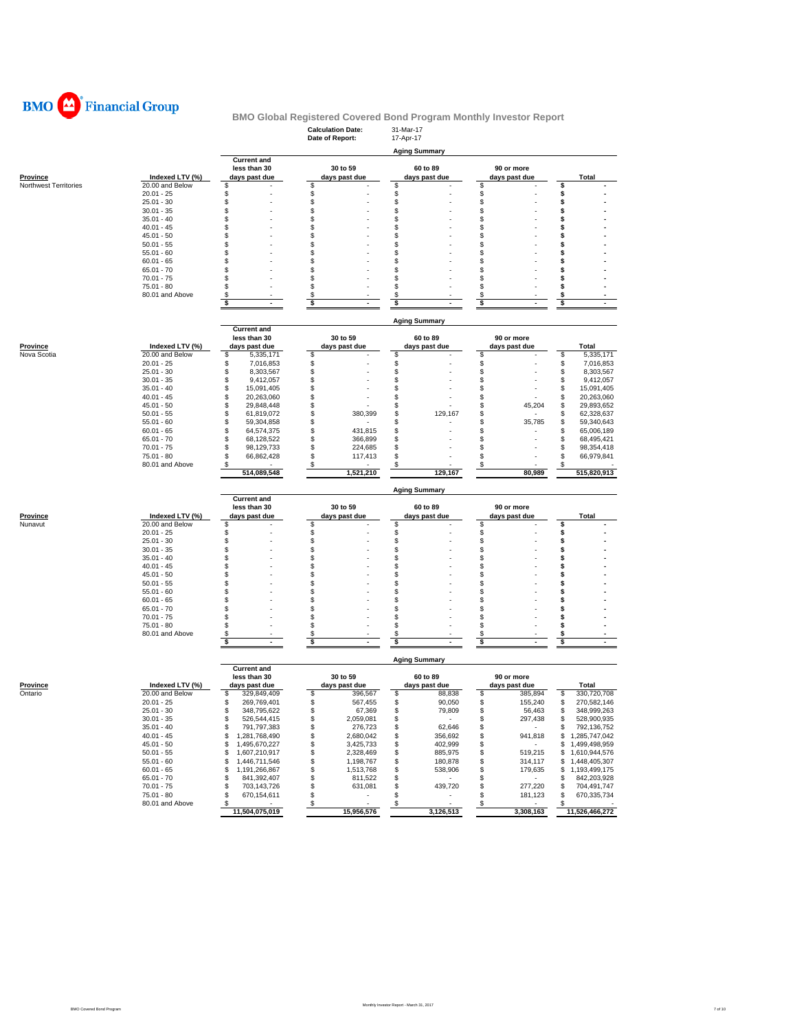BMO Financial Group

# BMO Global Registered Covered Bond Program Monthly Investor Report

**Calculation Date:** 31-Mar-17
**Date of Report:** 17-Apr-17

**Aging Summary**

| Province | Indexed LTV (%) | Current and less than 30 days past due | 30 to 59 days past due | 60 to 89 days past due | 90 or more days past due | Total |
|---|---|---|---|---|---|---|
| Northwest Territories | 20.00 and Below | $ - | $ - | $ - | $ - | $ - |
| | 20.01 - 25 | $ - | $ - | $ - | $ - | $ - |
| | 25.01 - 30 | $ - | $ - | $ - | $ - | $ - |
| | 30.01 - 35 | $ - | $ - | $ - | $ - | $ - |
| | 35.01 - 40 | $ - | $ - | $ - | $ - | $ - |
| | 40.01 - 45 | $ - | $ - | $ - | $ - | $ - |
| | 45.01 - 50 | $ - | $ - | $ - | $ - | $ - |
| | 50.01 - 55 | $ - | $ - | $ - | $ - | $ - |
| | 55.01 - 60 | $ - | $ - | $ - | $ - | $ - |
| | 60.01 - 65 | $ - | $ - | $ - | $ - | $ - |
| | 65.01 - 70 | $ - | $ - | $ - | $ - | $ - |
| | 70.01 - 75 | $ - | $ - | $ - | $ - | $ - |
| | 75.01 - 80 | $ - | $ - | $ - | $ - | $ - |
| | 80.01 and Above | $ - | $ - | $ - | $ - | $ - |
| | | $ - | $ - | $ - | $ - | $ - |

**Aging Summary**

| Province | Indexed LTV (%) | Current and less than 30 days past due | 30 to 59 days past due | 60 to 89 days past due | 90 or more days past due | Total |
|---|---|---|---|---|---|---|
| Nova Scotia | 20.00 and Below | $ 5,335,171 | $ - | $ - | $ - | $ 5,335,171 |
| | 20.01 - 25 | $ 7,016,853 | $ - | $ - | $ - | $ 7,016,853 |
| | 25.01 - 30 | $ 8,303,567 | $ - | $ - | $ - | $ 8,303,567 |
| | 30.01 - 35 | $ 9,412,057 | $ - | $ - | $ - | $ 9,412,057 |
| | 35.01 - 40 | $ 15,091,405 | $ - | $ - | $ - | $ 15,091,405 |
| | 40.01 - 45 | $ 20,263,060 | $ - | $ - | $ - | $ 20,263,060 |
| | 45.01 - 50 | $ 29,848,448 | $ - | $ - | $ 45,204 | $ 29,893,652 |
| | 50.01 - 55 | $ 61,819,072 | $ 380,399 | $ 129,167 | $ - | $ 62,328,637 |
| | 55.01 - 60 | $ 59,304,858 | $ - | $ - | $ 35,785 | $ 59,340,643 |
| | 60.01 - 65 | $ 64,574,375 | $ 431,815 | $ - | $ - | $ 65,006,189 |
| | 65.01 - 70 | $ 68,128,522 | $ 366,899 | $ - | $ - | $ 68,495,421 |
| | 70.01 - 75 | $ 98,129,733 | $ 224,685 | $ - | $ - | $ 98,354,418 |
| | 75.01 - 80 | $ 66,862,428 | $ 117,413 | $ - | $ - | $ 66,979,841 |
| | 80.01 and Above | $ - | $ - | $ - | $ - | $ - |
| | | 514,089,548 | 1,521,210 | 129,167 | 80,989 | 515,820,913 |

**Aging Summary**

| Province | Indexed LTV (%) | Current and less than 30 days past due | 30 to 59 days past due | 60 to 89 days past due | 90 or more days past due | Total |
|---|---|---|---|---|---|---|
| Nunavut | 20.00 and Below | $ - | $ - | $ - | $ - | $ - |
| | 20.01 - 25 | $ - | $ - | $ - | $ - | $ - |
| | 25.01 - 30 | $ - | $ - | $ - | $ - | $ - |
| | 30.01 - 35 | $ - | $ - | $ - | $ - | $ - |
| | 35.01 - 40 | $ - | $ - | $ - | $ - | $ - |
| | 40.01 - 45 | $ - | $ - | $ - | $ - | $ - |
| | 45.01 - 50 | $ - | $ - | $ - | $ - | $ - |
| | 50.01 - 55 | $ - | $ - | $ - | $ - | $ - |
| | 55.01 - 60 | $ - | $ - | $ - | $ - | $ - |
| | 60.01 - 65 | $ - | $ - | $ - | $ - | $ - |
| | 65.01 - 70 | $ - | $ - | $ - | $ - | $ - |
| | 70.01 - 75 | $ - | $ - | $ - | $ - | $ - |
| | 75.01 - 80 | $ - | $ - | $ - | $ - | $ - |
| | 80.01 and Above | $ - | $ - | $ - | $ - | $ - |
| | | $ - | $ - | $ - | $ - | $ - |

**Aging Summary**

| Province | Indexed LTV (%) | Current and less than 30 days past due | 30 to 59 days past due | 60 to 89 days past due | 90 or more days past due | Total |
|---|---|---|---|---|---|---|
| Ontario | 20.00 and Below | $ 329,849,409 | $ 396,567 | $ 88,838 | $ 385,894 | $ 330,720,708 |
| | 20.01 - 25 | $ 269,769,401 | $ 567,455 | $ 90,050 | $ 155,240 | $ 270,582,146 |
| | 25.01 - 30 | $ 348,795,622 | $ 67,369 | $ 79,809 | $ 56,463 | $ 348,999,263 |
| | 30.01 - 35 | $ 526,544,415 | $ 2,059,081 | $ - | $ 297,438 | $ 528,900,935 |
| | 35.01 - 40 | $ 791,797,383 | $ 276,723 | $ 62,646 | $ - | $ 792,136,752 |
| | 40.01 - 45 | $ 1,281,768,490 | $ 2,680,042 | $ 356,692 | $ 941,818 | $ 1,285,747,042 |
| | 45.01 - 50 | $ 1,495,670,227 | $ 3,425,733 | $ 402,999 | $ - | $ 1,499,498,959 |
| | 50.01 - 55 | $ 1,607,210,917 | $ 2,328,469 | $ 885,975 | $ 519,215 | $ 1,610,944,576 |
| | 55.01 - 60 | $ 1,446,711,546 | $ 1,198,767 | $ 180,878 | $ 314,117 | $ 1,448,405,307 |
| | 60.01 - 65 | $ 1,191,266,867 | $ 1,513,768 | $ 538,906 | $ 179,635 | $ 1,193,499,175 |
| | 65.01 - 70 | $ 841,392,407 | $ 811,522 | $ - | $ - | $ 842,203,928 |
| | 70.01 - 75 | $ 703,143,726 | $ 631,081 | $ 439,720 | $ 277,220 | $ 704,491,747 |
| | 75.01 - 80 | $ 670,154,611 | $ - | $ - | $ 181,123 | $ 670,335,734 |
| | 80.01 and Above | $ - | $ - | $ - | $ - | $ - |
| | | 11,504,075,019 | 15,956,576 | 3,126,513 | 3,308,163 | 11,526,466,272 |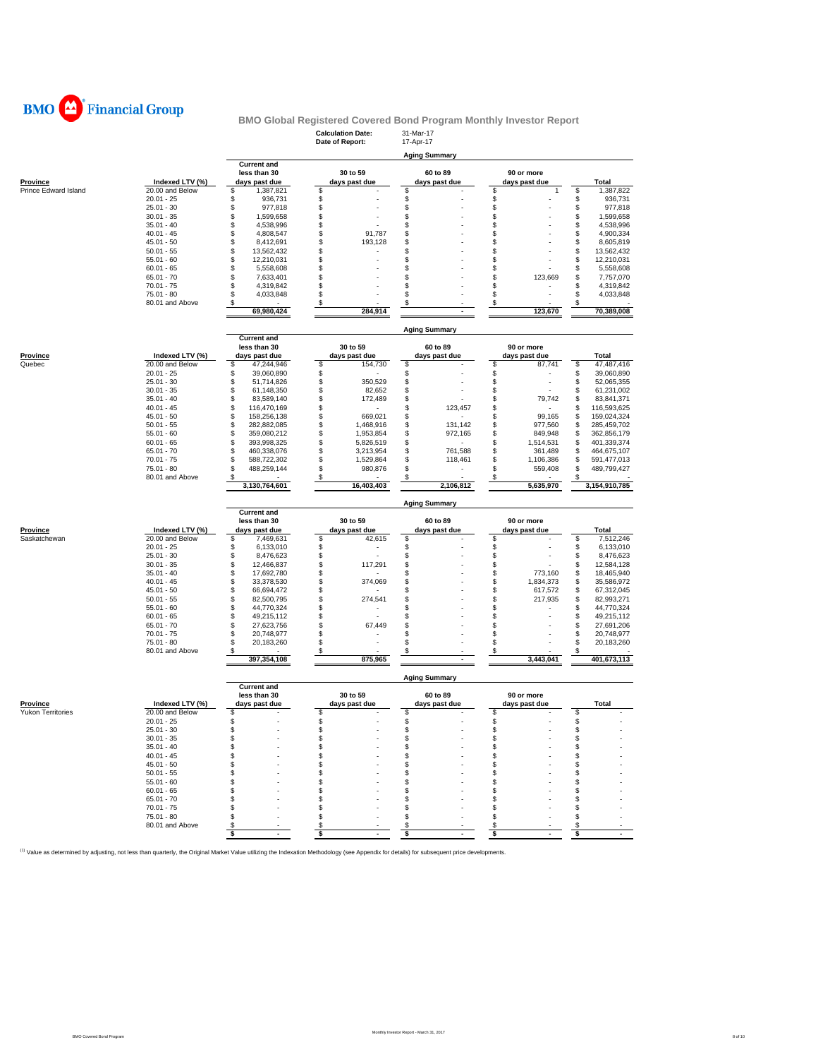# BMO Financial Group

## BMO Global Registered Covered Bond Program Monthly Investor Report

**Calculation Date:** 31-Mar-17
**Date of Report:** 17-Apr-17

### Aging Summary

| Province | Indexed LTV (%) | Current and less than 30 days past due | 30 to 59 days past due | 60 to 89 days past due | 90 or more days past due | Total |
|---|---|---|---|---|---|---|
| Prince Edward Island | 20.00 and Below | $ 1,387,821 | $ - | $ - | $ 1 | $ 1,387,822 |
| | 20.01 - 25 | $ 936,731 | $ - | $ - | $ - | $ 936,731 |
| | 25.01 - 30 | $ 977,818 | $ - | $ - | $ - | $ 977,818 |
| | 30.01 - 35 | $ 1,599,658 | $ - | $ - | $ - | $ 1,599,658 |
| | 35.01 - 40 | $ 4,538,996 | $ - | $ - | $ - | $ 4,538,996 |
| | 40.01 - 45 | $ 4,808,547 | $ 91,787 | $ - | $ - | $ 4,900,334 |
| | 45.01 - 50 | $ 8,412,691 | $ 193,128 | $ - | $ - | $ 8,605,819 |
| | 50.01 - 55 | $ 13,562,432 | $ - | $ - | $ - | $ 13,562,432 |
| | 55.01 - 60 | $ 12,210,031 | $ - | $ - | $ - | $ 12,210,031 |
| | 60.01 - 65 | $ 5,558,608 | $ - | $ - | $ - | $ 5,558,608 |
| | 65.01 - 70 | $ 7,633,401 | $ - | $ - | $ 123,669 | $ 7,757,070 |
| | 70.01 - 75 | $ 4,319,842 | $ - | $ - | $ - | $ 4,319,842 |
| | 75.01 - 80 | $ 4,033,848 | $ - | $ - | $ - | $ 4,033,848 |
| | 80.01 and Above | $ - | $ - | $ - | $ - | $ - |
| | | 69,980,424 | 284,914 | - | 123,670 | 70,389,008 |

### Aging Summary

| Province | Indexed LTV (%) | Current and less than 30 days past due | 30 to 59 days past due | 60 to 89 days past due | 90 or more days past due | Total |
|---|---|---|---|---|---|---|
| Quebec | 20.00 and Below | $ 47,244,946 | $ 154,730 | $ - | $ 87,741 | $ 47,487,416 |
| | 20.01 - 25 | $ 39,060,890 | $ - | $ - | $ - | $ 39,060,890 |
| | 25.01 - 30 | $ 51,714,826 | $ 350,529 | $ - | $ - | $ 52,065,355 |
| | 30.01 - 35 | $ 61,148,350 | $ 82,652 | $ - | $ - | $ 61,231,002 |
| | 35.01 - 40 | $ 83,589,140 | $ 172,489 | $ - | $ 79,742 | $ 83,841,371 |
| | 40.01 - 45 | $ 116,470,169 | $ - | $ 123,457 | $ - | $ 116,593,625 |
| | 45.01 - 50 | $ 158,256,138 | $ 669,021 | $ - | $ 99,165 | $ 159,024,324 |
| | 50.01 - 55 | $ 282,882,085 | $ 1,468,916 | $ 131,142 | $ 977,560 | $ 285,459,702 |
| | 55.01 - 60 | $ 359,080,212 | $ 1,953,854 | $ 972,165 | $ 849,948 | $ 362,856,179 |
| | 60.01 - 65 | $ 393,998,325 | $ 5,826,519 | $ - | $ 1,514,531 | $ 401,339,374 |
| | 65.01 - 70 | $ 460,338,076 | $ 3,213,954 | $ 761,588 | $ 361,489 | $ 464,675,107 |
| | 70.01 - 75 | $ 588,722,302 | $ 1,529,864 | $ 118,461 | $ 1,106,386 | $ 591,477,013 |
| | 75.01 - 80 | $ 488,259,144 | $ 980,876 | $ - | $ 559,408 | $ 489,799,427 |
| | 80.01 and Above | $ - | $ - | $ - | $ - | $ - |
| | | 3,130,764,601 | 16,403,403 | 2,106,812 | 5,635,970 | 3,154,910,785 |

### Aging Summary

| Province | Indexed LTV (%) | Current and less than 30 days past due | 30 to 59 days past due | 60 to 89 days past due | 90 or more days past due | Total |
|---|---|---|---|---|---|---|
| Saskatchewan | 20.00 and Below | $ 7,469,631 | $ 42,615 | $ - | $ - | $ 7,512,246 |
| | 20.01 - 25 | $ 6,133,010 | $ - | $ - | $ - | $ 6,133,010 |
| | 25.01 - 30 | $ 8,476,623 | $ - | $ - | $ - | $ 8,476,623 |
| | 30.01 - 35 | $ 12,466,837 | $ 117,291 | $ - | $ - | $ 12,584,128 |
| | 35.01 - 40 | $ 17,692,780 | $ - | $ - | $ 773,160 | $ 18,465,940 |
| | 40.01 - 45 | $ 33,378,530 | $ 374,069 | $ - | $ 1,834,373 | $ 35,586,972 |
| | 45.01 - 50 | $ 66,694,472 | $ - | $ - | $ 617,572 | $ 67,312,045 |
| | 50.01 - 55 | $ 82,500,795 | $ 274,541 | $ - | $ 217,935 | $ 82,993,271 |
| | 55.01 - 60 | $ 44,770,324 | $ - | $ - | $ - | $ 44,770,324 |
| | 60.01 - 65 | $ 49,215,112 | $ - | $ - | $ - | $ 49,215,112 |
| | 65.01 - 70 | $ 27,623,756 | $ 67,449 | $ - | $ - | $ 27,691,206 |
| | 70.01 - 75 | $ 20,748,977 | $ - | $ - | $ - | $ 20,748,977 |
| | 75.01 - 80 | $ 20,183,260 | $ - | $ - | $ - | $ 20,183,260 |
| | 80.01 and Above | $ - | $ - | $ - | $ - | $ - |
| | | 397,354,108 | 875,965 | - | 3,443,041 | 401,673,113 |

### Aging Summary

| Province | Indexed LTV (%) | Current and less than 30 days past due | 30 to 59 days past due | 60 to 89 days past due | 90 or more days past due | Total |
|---|---|---|---|---|---|---|
| Yukon Territories | 20.00 and Below | $ - | $ - | $ - | $ - | $ - |
| | 20.01 - 25 | $ - | $ - | $ - | $ - | $ - |
| | 25.01 - 30 | $ - | $ - | $ - | $ - | $ - |
| | 30.01 - 35 | $ - | $ - | $ - | $ - | $ - |
| | 35.01 - 40 | $ - | $ - | $ - | $ - | $ - |
| | 40.01 - 45 | $ - | $ - | $ - | $ - | $ - |
| | 45.01 - 50 | $ - | $ - | $ - | $ - | $ - |
| | 50.01 - 55 | $ - | $ - | $ - | $ - | $ - |
| | 55.01 - 60 | $ - | $ - | $ - | $ - | $ - |
| | 60.01 - 65 | $ - | $ - | $ - | $ - | $ - |
| | 65.01 - 70 | $ - | $ - | $ - | $ - | $ - |
| | 70.01 - 75 | $ - | $ - | $ - | $ - | $ - |
| | 75.01 - 80 | $ - | $ - | $ - | $ - | $ - |
| | 80.01 and Above | $ - | $ - | $ - | $ - | $ - |
| | | $ - | $ - | $ - | $ - | $ - |

[1] Value as determined by adjusting, not less than quarterly, the Original Market Value utilizing the Indexation Methodology (see Appendix for details) for subsequent price developments.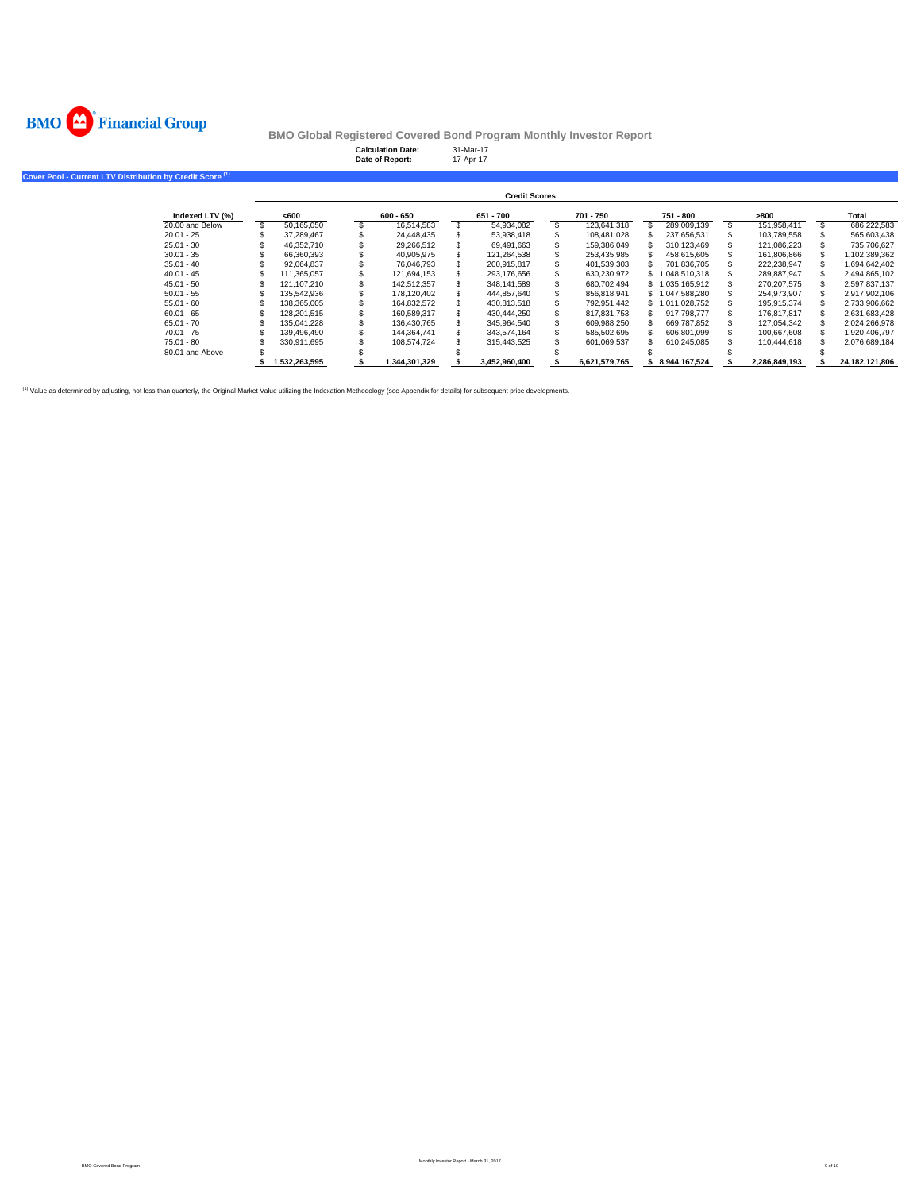BMO Financial Group

# BMO Global Registered Covered Bond Program Monthly Investor Report

**Calculation Date:** 31-Mar-17
**Date of Report:** 17-Apr-17

## Cover Pool - Current LTV Distribution by Credit Score [1]

| | Credit Scores | | | | | | |
|---|---|---|---|---|---|---|---|
| **Indexed LTV (%)** | **<600** | **600 - 650** | **651 - 700** | **701 - 750** | **751 - 800** | **>800** | **Total** |
| 20.00 and Below | $ 50,165,050 | $ 16,514,583 | $ 54,934,082 | $ 123,641,318 | $ 289,009,139 | $ 151,958,411 | $ 686,222,583 |
| 20.01 - 25 | $ 37,289,467 | $ 24,448,435 | $ 53,938,418 | $ 108,481,028 | $ 237,656,531 | $ 103,789,558 | $ 565,603,438 |
| 25.01 - 30 | $ 46,352,710 | $ 29,266,512 | $ 69,491,663 | $ 159,386,049 | $ 310,123,469 | $ 121,086,223 | $ 735,706,627 |
| 30.01 - 35 | $ 66,360,393 | $ 40,905,975 | $ 121,264,538 | $ 253,435,985 | $ 458,615,605 | $ 161,806,866 | $ 1,102,389,362 |
| 35.01 - 40 | $ 92,064,837 | $ 76,046,793 | $ 200,915,817 | $ 401,539,303 | $ 701,836,705 | $ 222,238,947 | $ 1,694,642,402 |
| 40.01 - 45 | $ 111,365,057 | $ 121,694,153 | $ 293,176,656 | $ 630,230,972 | $ 1,048,510,318 | $ 289,887,947 | $ 2,494,865,102 |
| 45.01 - 50 | $ 121,107,210 | $ 142,512,357 | $ 348,141,589 | $ 680,702,494 | $ 1,035,165,912 | $ 270,207,575 | $ 2,597,837,137 |
| 50.01 - 55 | $ 135,542,936 | $ 178,120,402 | $ 444,857,640 | $ 856,818,941 | $ 1,047,588,280 | $ 254,973,907 | $ 2,917,902,106 |
| 55.01 - 60 | $ 138,365,005 | $ 164,832,572 | $ 430,813,518 | $ 792,951,442 | $ 1,011,028,752 | $ 195,915,374 | $ 2,733,906,662 |
| 60.01 - 65 | $ 128,201,515 | $ 160,589,317 | $ 430,444,250 | $ 817,831,753 | $ 917,798,777 | $ 176,817,817 | $ 2,631,683,428 |
| 65.01 - 70 | $ 135,041,228 | $ 136,430,765 | $ 345,964,540 | $ 609,988,250 | $ 669,787,852 | $ 127,054,342 | $ 2,024,266,978 |
| 70.01 - 75 | $ 139,496,490 | $ 144,364,741 | $ 343,574,164 | $ 585,502,695 | $ 606,801,099 | $ 100,667,608 | $ 1,920,406,797 |
| 75.01 - 80 | $ 330,911,695 | $ 108,574,724 | $ 315,443,525 | $ 601,069,537 | $ 610,245,085 | $ 110,444,618 | $ 2,076,689,184 |
| 80.01 and Above | $ - | $ - | $ - | $ - | $ - | $ - | $ - |
| | **$ 1,532,263,595** | **$ 1,344,301,329** | **$ 3,452,960,400** | **$ 6,621,579,765** | **$ 8,944,167,524** | **$ 2,286,849,193** | **$ 24,182,121,806** |

[1] Value as determined by adjusting, not less than quarterly, the Original Market Value utilizing the Indexation Methodology (see Appendix for details) for subsequent price developments.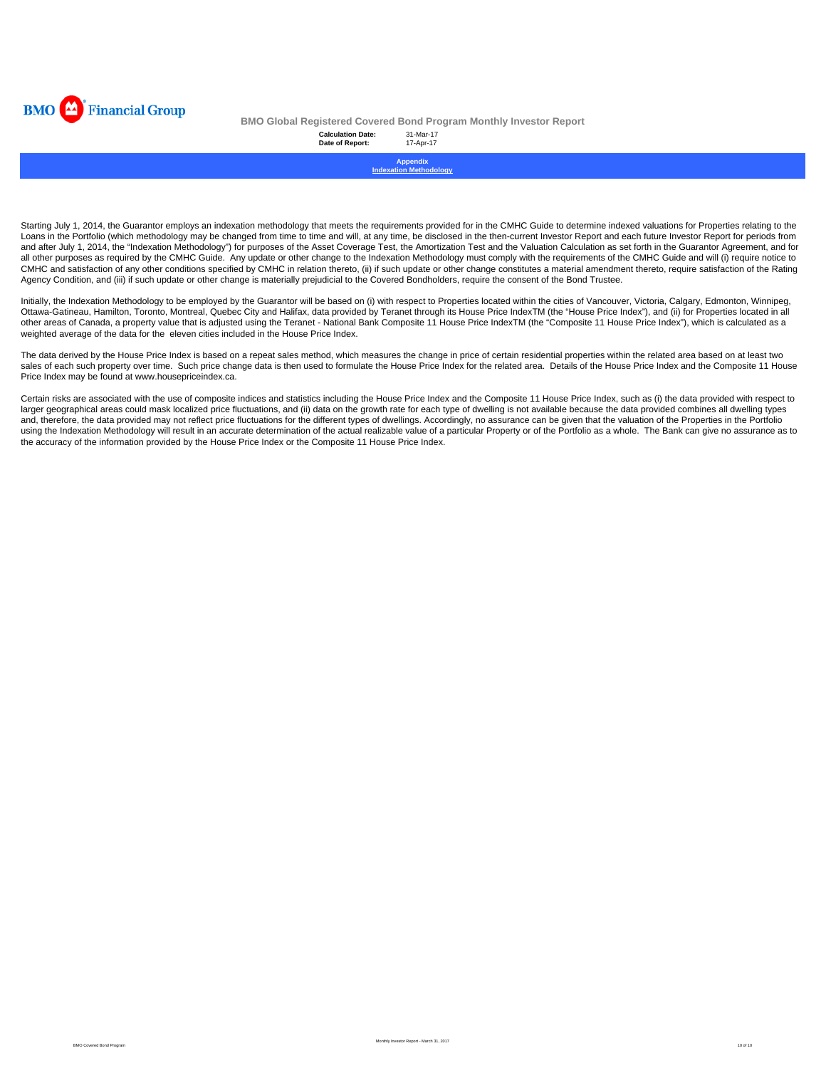BMO Financial Group

**BMO Global Registered Covered Bond Program Monthly Investor Report**

**Calculation Date:** 31-Mar-17
**Date of Report:** 17-Apr-17

## Appendix
## Indexation Methodology

Starting July 1, 2014, the Guarantor employs an indexation methodology that meets the requirements provided for in the CMHC Guide to determine indexed valuations for Properties relating to the Loans in the Portfolio (which methodology may be changed from time to time and will, at any time, be disclosed in the then-current Investor Report and each future Investor Report for periods from and after July 1, 2014, the "Indexation Methodology") for purposes of the Asset Coverage Test, the Amortization Test and the Valuation Calculation as set forth in the Guarantor Agreement, and for all other purposes as required by the CMHC Guide. Any update or other change to the Indexation Methodology must comply with the requirements of the CMHC Guide and will (i) require notice to CMHC and satisfaction of any other conditions specified by CMHC in relation thereto, (ii) if such update or other change constitutes a material amendment thereto, require satisfaction of the Rating Agency Condition, and (iii) if such update or other change is materially prejudicial to the Covered Bondholders, require the consent of the Bond Trustee.

Initially, the Indexation Methodology to be employed by the Guarantor will be based on (i) with respect to Properties located within the cities of Vancouver, Victoria, Calgary, Edmonton, Winnipeg, Ottawa-Gatineau, Hamilton, Toronto, Montreal, Quebec City and Halifax, data provided by Teranet through its House Price IndexTM (the "House Price Index"), and (ii) for Properties located in all other areas of Canada, a property value that is adjusted using the Teranet - National Bank Composite 11 House Price IndexTM (the "Composite 11 House Price Index"), which is calculated as a weighted average of the data for the eleven cities included in the House Price Index.

The data derived by the House Price Index is based on a repeat sales method, which measures the change in price of certain residential properties within the related area based on at least two sales of each such property over time. Such price change data is then used to formulate the House Price Index for the related area. Details of the House Price Index and the Composite 11 House Price Index may be found at www.housepriceindex.ca.

Certain risks are associated with the use of composite indices and statistics including the House Price Index and the Composite 11 House Price Index, such as (i) the data provided with respect to larger geographical areas could mask localized price fluctuations, and (ii) data on the growth rate for each type of dwelling is not available because the data provided combines all dwelling types and, therefore, the data provided may not reflect price fluctuations for the different types of dwellings. Accordingly, no assurance can be given that the valuation of the Properties in the Portfolio using the Indexation Methodology will result in an accurate determination of the actual realizable value of a particular Property or of the Portfolio as a whole. The Bank can give no assurance as to the accuracy of the information provided by the House Price Index or the Composite 11 House Price Index.